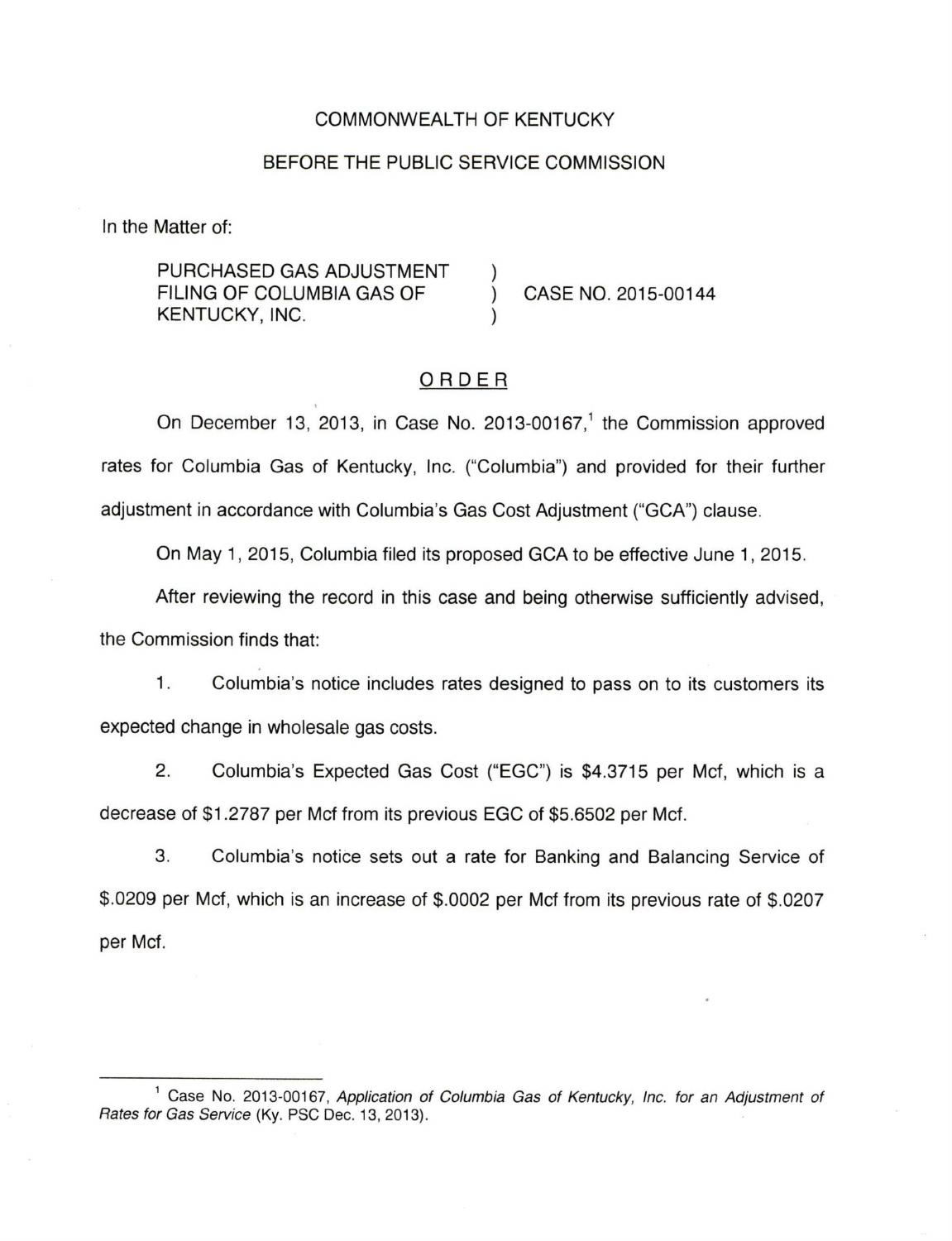COMMONWEALTH OF KENTUCKY

BEFORE THE PUBLIC SERVICE COMMISSION

In the Matter of:

PURCHASED GAS ADJUSTMENT FILING OF COLUMBIA GAS OF KENTUCKY, INC. ) CASE NO. 2015-00144

## ORDER

On December 13, 2013, in Case No. 2013-00167,[1] the Commission approved rates for Columbia Gas of Kentucky, Inc. ("Columbia") and provided for their further adjustment in accordance with Columbia's Gas Cost Adjustment ("GCA") clause.

On May 1, 2015, Columbia filed its proposed GCA to be effective June 1, 2015.

After reviewing the record in this case and being otherwise sufficiently advised, the Commission finds that:

1. Columbia's notice includes rates designed to pass on to its customers its expected change in wholesale gas costs.

2. Columbia's Expected Gas Cost ("EGC") is $4.3715 per Mcf, which is a decrease of $1.2787 per Mcf from its previous EGC of $5.6502 per Mcf.

3. Columbia's notice sets out a rate for Banking and Balancing Service of $.0209 per Mcf, which is an increase of $.0002 per Mcf from its previous rate of $.0207 per Mcf.

---

[1] Case No. 2013-00167, *Application of Columbia Gas of Kentucky, Inc. for an Adjustment of Rates for Gas Service* (Ky. PSC Dec. 13, 2013).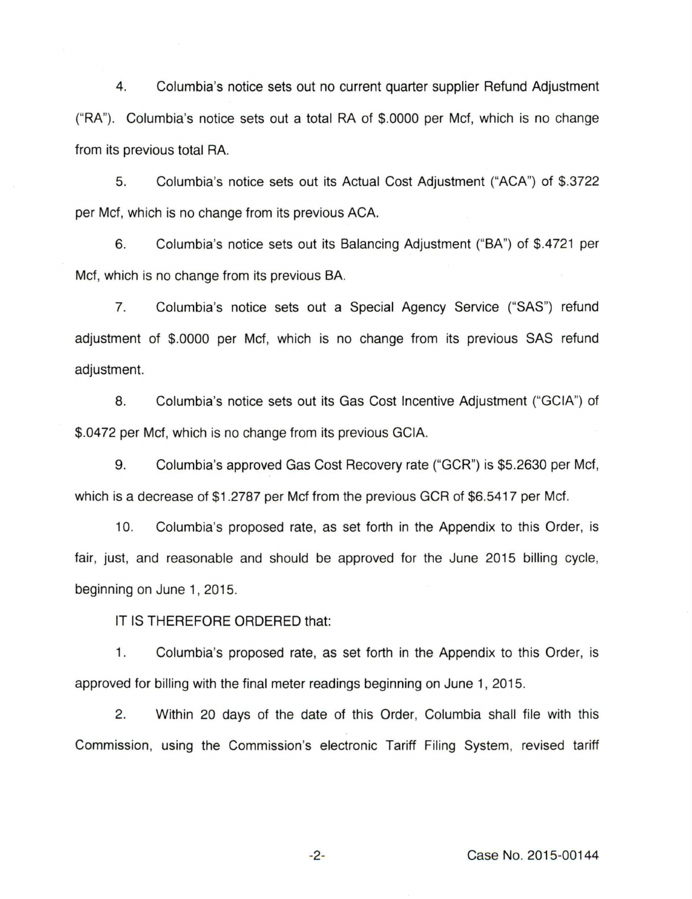4. Columbia's notice sets out no current quarter supplier Refund Adjustment ("RA"). Columbia's notice sets out a total RA of $.0000 per Mcf, which is no change from its previous total RA.

5. Columbia's notice sets out its Actual Cost Adjustment ("ACA") of $.3722 per Mcf, which is no change from its previous ACA.

6. Columbia's notice sets out its Balancing Adjustment ("BA") of $.4721 per Mcf, which is no change from its previous BA.

7. Columbia's notice sets out a Special Agency Service ("SAS") refund adjustment of $.0000 per Mcf, which is no change from its previous SAS refund adjustment.

8. Columbia's notice sets out its Gas Cost Incentive Adjustment ("GCIA") of $.0472 per Mcf, which is no change from its previous GCIA.

9. Columbia's approved Gas Cost Recovery rate ("GCR") is $5.2630 per Mcf, which is a decrease of $1.2787 per Mcf from the previous GCR of $6.5417 per Mcf.

10. Columbia's proposed rate, as set forth in the Appendix to this Order, is fair, just, and reasonable and should be approved for the June 2015 billing cycle, beginning on June 1, 2015.

IT IS THEREFORE ORDERED that:

1. Columbia's proposed rate, as set forth in the Appendix to this Order, is approved for billing with the final meter readings beginning on June 1, 2015.

2. Within 20 days of the date of this Order, Columbia shall file with this Commission, using the Commission's electronic Tariff Filing System, revised tariff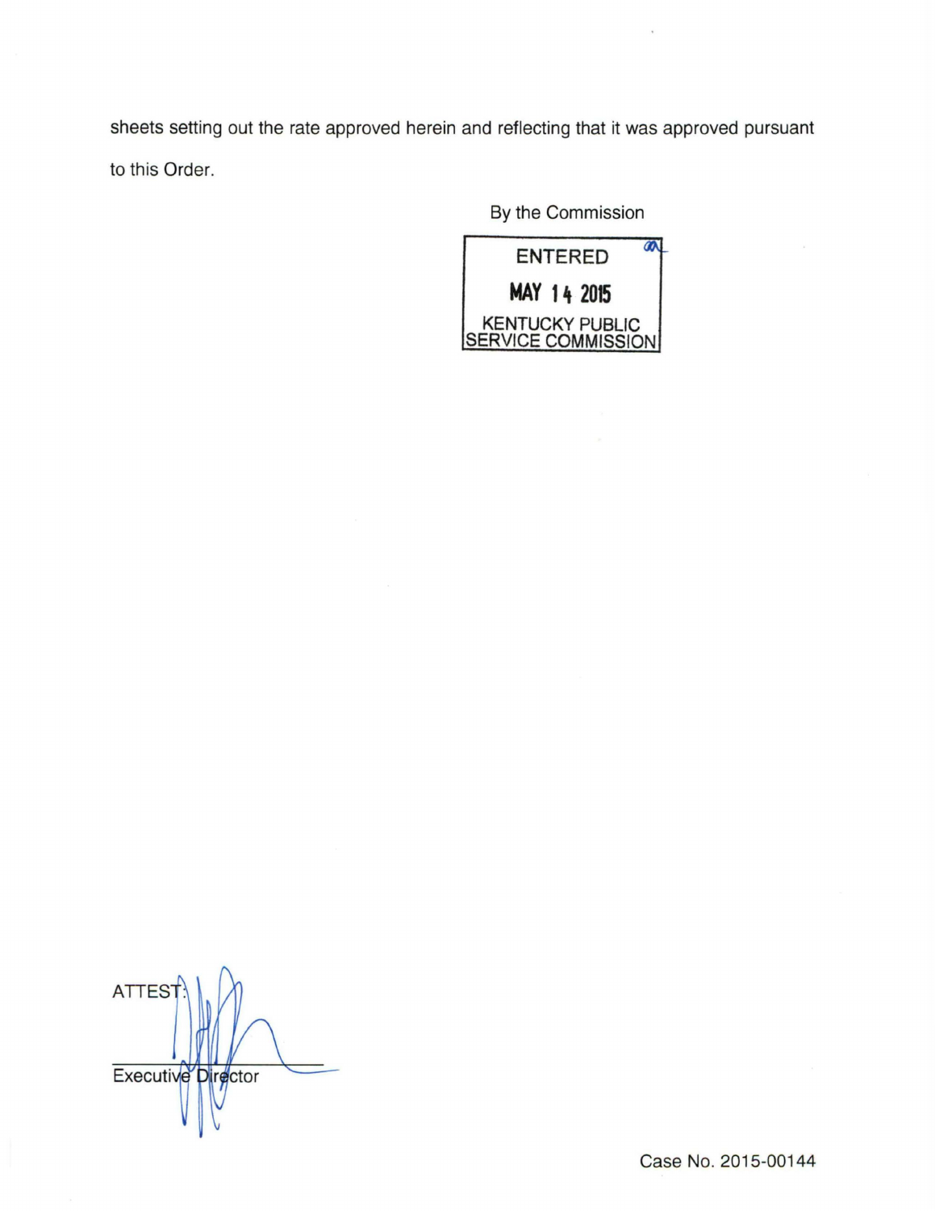sheets setting out the rate approved herein and reflecting that it was approved pursuant to this Order.

By the Commission

ENTERED

MAY 14 2015

KENTUCKY PUBLIC SERVICE COMMISSION

ATTEST:

Executive Director

Case No. 2015-00144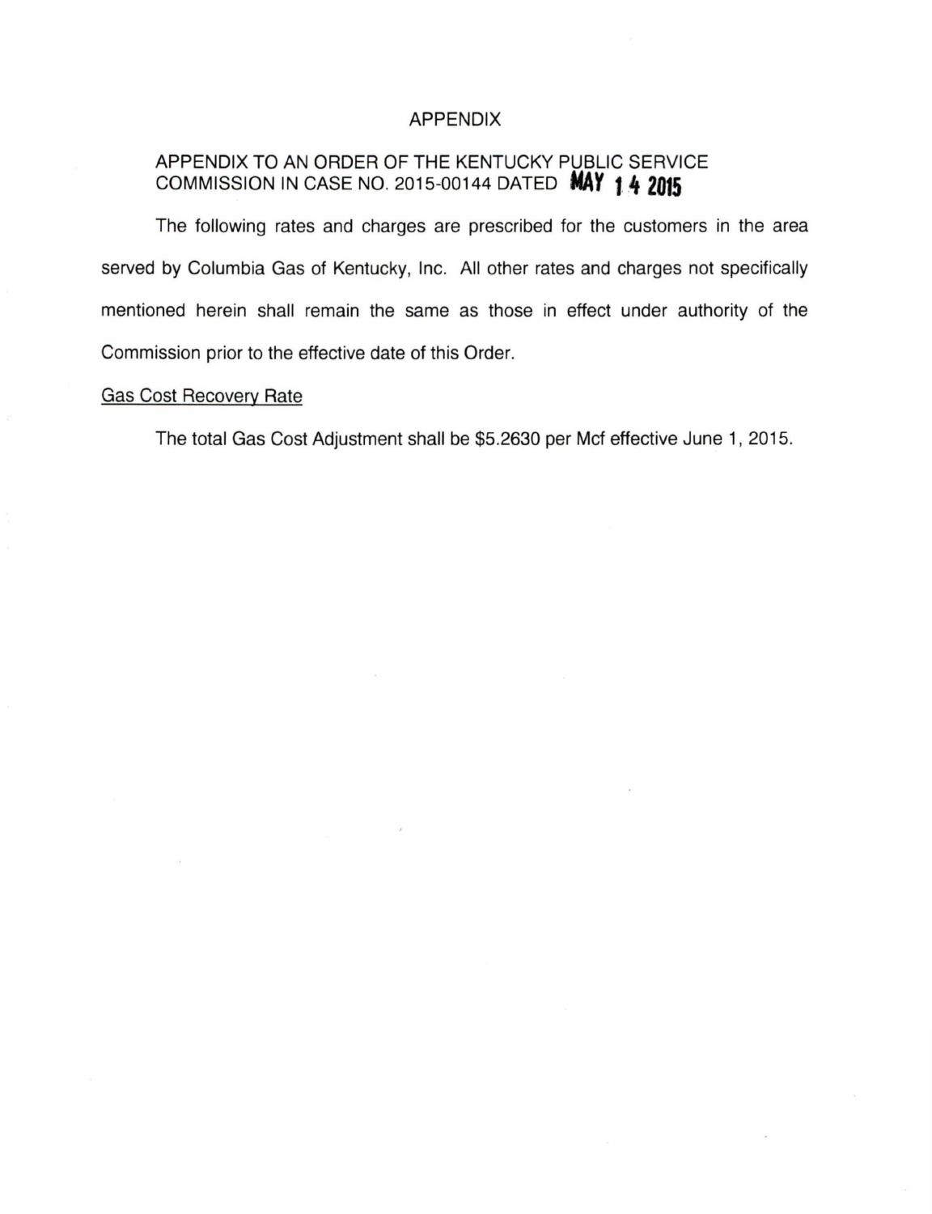# APPENDIX

## APPENDIX TO AN ORDER OF THE KENTUCKY PUBLIC SERVICE COMMISSION IN CASE NO. 2015-00144 DATED MAY 14 2015

The following rates and charges are prescribed for the customers in the area served by Columbia Gas of Kentucky, Inc. All other rates and charges not specifically mentioned herein shall remain the same as those in effect under authority of the Commission prior to the effective date of this Order.

Gas Cost Recovery Rate

The total Gas Cost Adjustment shall be $5.2630 per Mcf effective June 1, 2015.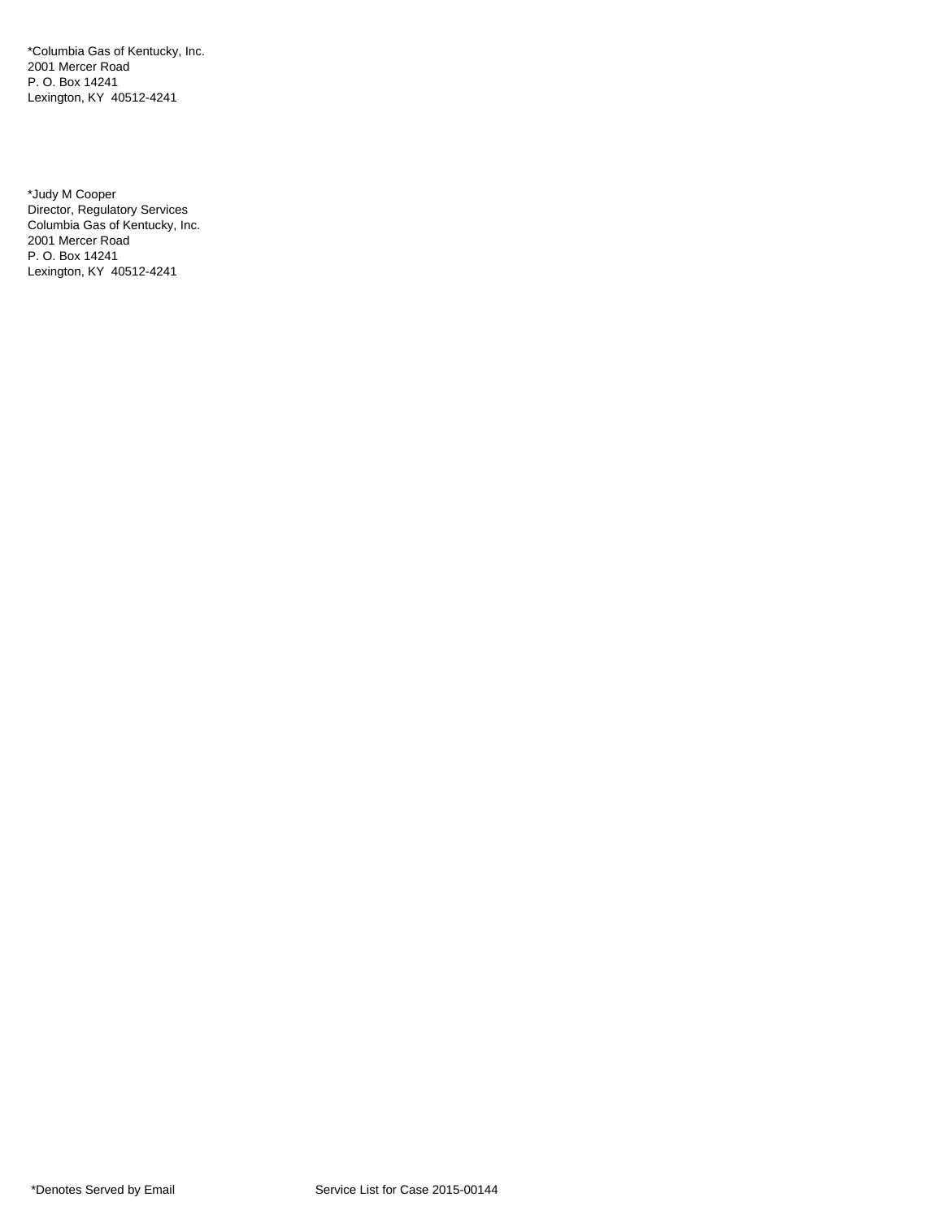*Columbia Gas of Kentucky, Inc.
2001 Mercer Road
P. O. Box 14241
Lexington, KY 40512-4241

*Judy M Cooper
Director, Regulatory Services
Columbia Gas of Kentucky, Inc.
2001 Mercer Road
P. O. Box 14241
Lexington, KY 40512-4241